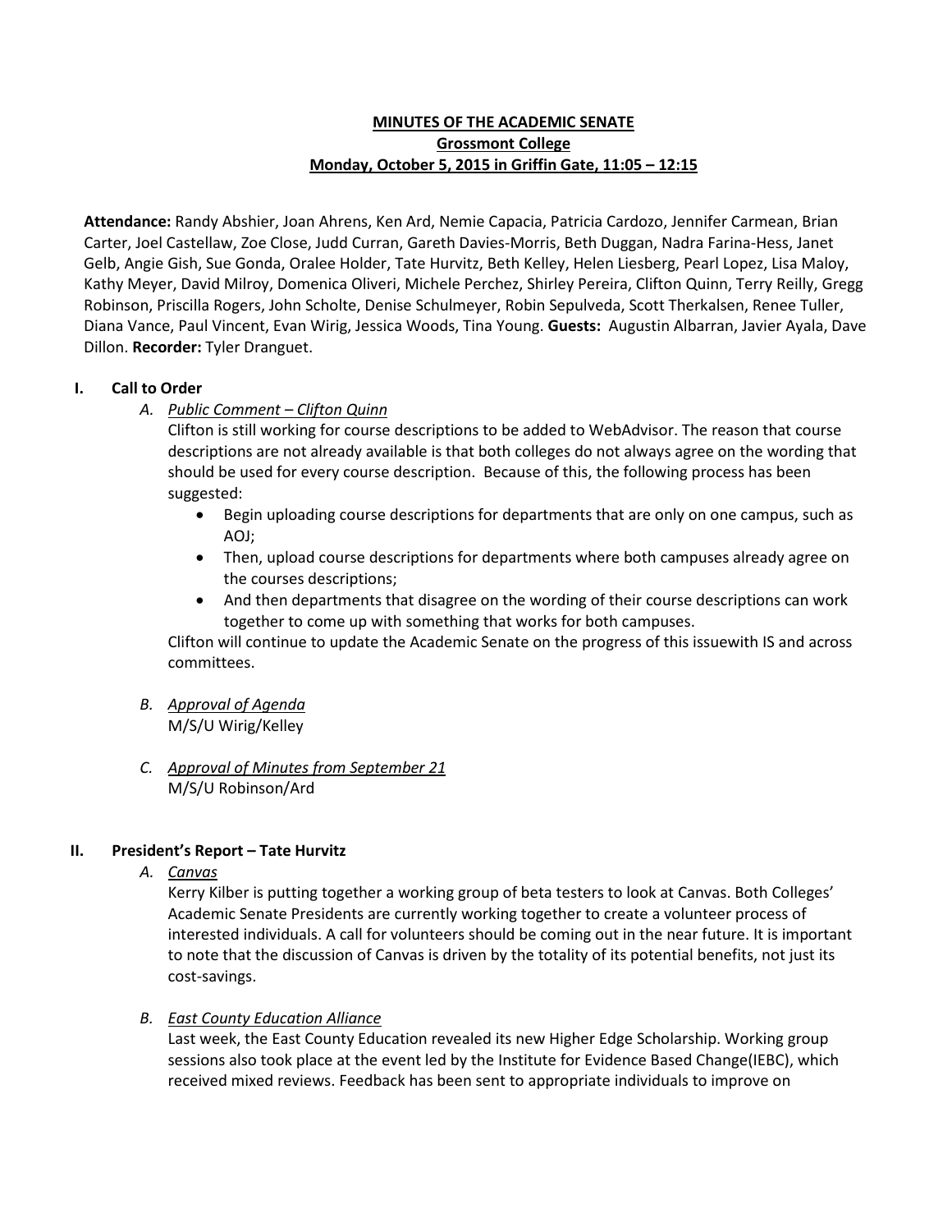**MINUTES OF THE ACADEMIC SENATE**
**Grossmont College**
**Monday, October 5, 2015 in Griffin Gate, 11:05 – 12:15**

**Attendance:** Randy Abshier, Joan Ahrens, Ken Ard, Nemie Capacia, Patricia Cardozo, Jennifer Carmean, Brian Carter, Joel Castellaw, Zoe Close, Judd Curran, Gareth Davies-Morris, Beth Duggan, Nadra Farina-Hess, Janet Gelb, Angie Gish, Sue Gonda, Oralee Holder, Tate Hurvitz, Beth Kelley, Helen Liesberg, Pearl Lopez, Lisa Maloy, Kathy Meyer, David Milroy, Domenica Oliveri, Michele Perchez, Shirley Pereira, Clifton Quinn, Terry Reilly, Gregg Robinson, Priscilla Rogers, John Scholte, Denise Schulmeyer, Robin Sepulveda, Scott Therkalsen, Renee Tuller, Diana Vance, Paul Vincent, Evan Wirig, Jessica Woods, Tina Young. **Guests:** Augustin Albarran, Javier Ayala, Dave Dillon. **Recorder:** Tyler Dranguet.

## I. Call to Order

*A. Public Comment – Clifton Quinn*

Clifton is still working for course descriptions to be added to WebAdvisor. The reason that course descriptions are not already available is that both colleges do not always agree on the wording that should be used for every course description. Because of this, the following process has been suggested:

- Begin uploading course descriptions for departments that are only on one campus, such as AOJ;
- Then, upload course descriptions for departments where both campuses already agree on the courses descriptions;
- And then departments that disagree on the wording of their course descriptions can work together to come up with something that works for both campuses.

Clifton will continue to update the Academic Senate on the progress of this issuewith IS and across committees.

*B. Approval of Agenda*

M/S/U Wirig/Kelley

*C. Approval of Minutes from September 21*

M/S/U Robinson/Ard

## II. President's Report – Tate Hurvitz

*A. Canvas*

Kerry Kilber is putting together a working group of beta testers to look at Canvas. Both Colleges' Academic Senate Presidents are currently working together to create a volunteer process of interested individuals. A call for volunteers should be coming out in the near future. It is important to note that the discussion of Canvas is driven by the totality of its potential benefits, not just its cost-savings.

*B. East County Education Alliance*

Last week, the East County Education revealed its new Higher Edge Scholarship. Working group sessions also took place at the event led by the Institute for Evidence Based Change(IEBC), which received mixed reviews. Feedback has been sent to appropriate individuals to improve on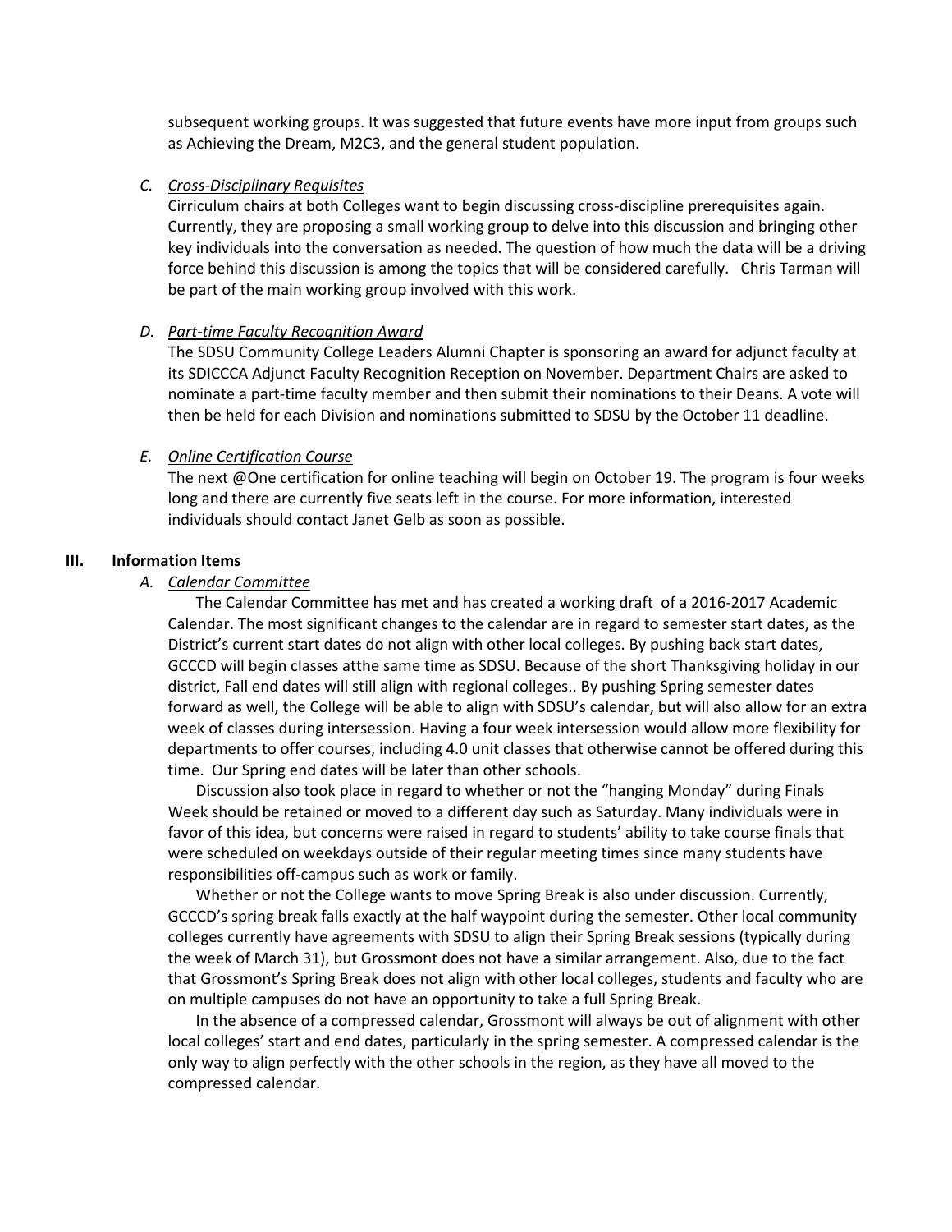subsequent working groups. It was suggested that future events have more input from groups such as Achieving the Dream, M2C3, and the general student population.

*C. Cross-Disciplinary Requisites*

Cirriculum chairs at both Colleges want to begin discussing cross-discipline prerequisites again. Currently, they are proposing a small working group to delve into this discussion and bringing other key individuals into the conversation as needed. The question of how much the data will be a driving force behind this discussion is among the topics that will be considered carefully. Chris Tarman will be part of the main working group involved with this work.

*D. Part-time Faculty Recognition Award*

The SDSU Community College Leaders Alumni Chapter is sponsoring an award for adjunct faculty at its SDICCCA Adjunct Faculty Recognition Reception on November. Department Chairs are asked to nominate a part-time faculty member and then submit their nominations to their Deans. A vote will then be held for each Division and nominations submitted to SDSU by the October 11 deadline.

*E. Online Certification Course*

The next @One certification for online teaching will begin on October 19. The program is four weeks long and there are currently five seats left in the course. For more information, interested individuals should contact Janet Gelb as soon as possible.

## III. Information Items

*A. Calendar Committee*

The Calendar Committee has met and has created a working draft of a 2016-2017 Academic Calendar. The most significant changes to the calendar are in regard to semester start dates, as the District's current start dates do not align with other local colleges. By pushing back start dates, GCCCD will begin classes atthe same time as SDSU. Because of the short Thanksgiving holiday in our district, Fall end dates will still align with regional colleges.. By pushing Spring semester dates forward as well, the College will be able to align with SDSU's calendar, but will also allow for an extra week of classes during intersession. Having a four week intersession would allow more flexibility for departments to offer courses, including 4.0 unit classes that otherwise cannot be offered during this time. Our Spring end dates will be later than other schools.

Discussion also took place in regard to whether or not the "hanging Monday" during Finals Week should be retained or moved to a different day such as Saturday. Many individuals were in favor of this idea, but concerns were raised in regard to students' ability to take course finals that were scheduled on weekdays outside of their regular meeting times since many students have responsibilities off-campus such as work or family.

Whether or not the College wants to move Spring Break is also under discussion. Currently, GCCCD's spring break falls exactly at the half waypoint during the semester. Other local community colleges currently have agreements with SDSU to align their Spring Break sessions (typically during the week of March 31), but Grossmont does not have a similar arrangement. Also, due to the fact that Grossmont's Spring Break does not align with other local colleges, students and faculty who are on multiple campuses do not have an opportunity to take a full Spring Break.

In the absence of a compressed calendar, Grossmont will always be out of alignment with other local colleges' start and end dates, particularly in the spring semester. A compressed calendar is the only way to align perfectly with the other schools in the region, as they have all moved to the compressed calendar.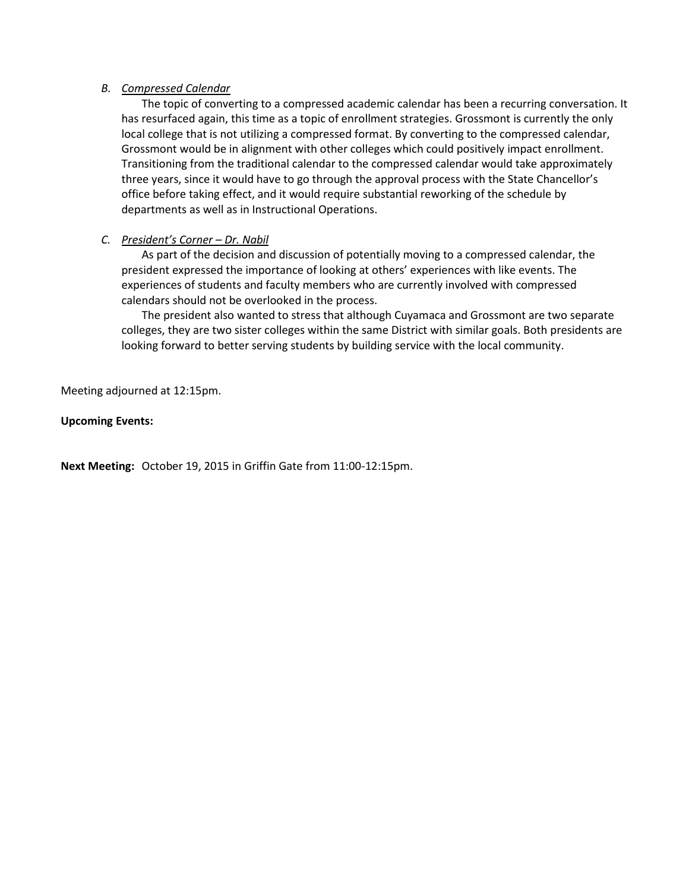*B. <u>Compressed Calendar</u>*

The topic of converting to a compressed academic calendar has been a recurring conversation. It has resurfaced again, this time as a topic of enrollment strategies. Grossmont is currently the only local college that is not utilizing a compressed format. By converting to the compressed calendar, Grossmont would be in alignment with other colleges which could positively impact enrollment. Transitioning from the traditional calendar to the compressed calendar would take approximately three years, since it would have to go through the approval process with the State Chancellor's office before taking effect, and it would require substantial reworking of the schedule by departments as well as in Instructional Operations.

*C. <u>President's Corner – Dr. Nabil</u>*

As part of the decision and discussion of potentially moving to a compressed calendar, the president expressed the importance of looking at others' experiences with like events. The experiences of students and faculty members who are currently involved with compressed calendars should not be overlooked in the process.

The president also wanted to stress that although Cuyamaca and Grossmont are two separate colleges, they are two sister colleges within the same District with similar goals. Both presidents are looking forward to better serving students by building service with the local community.

Meeting adjourned at 12:15pm.

**Upcoming Events:**

**Next Meeting:** October 19, 2015 in Griffin Gate from 11:00-12:15pm.